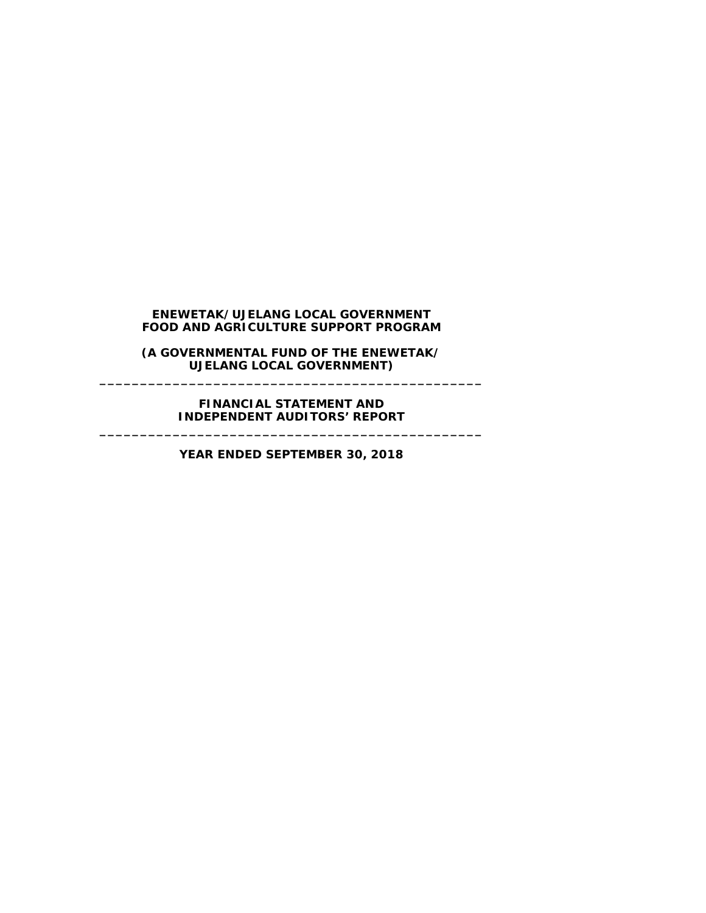**ENEWETAK/UJELANG LOCAL GOVERNMENT**
**FOOD AND AGRICULTURE SUPPORT PROGRAM**

**(A GOVERNMENTAL FUND OF THE ENEWETAK/**
**UJELANG LOCAL GOVERNMENT)**

---

**FINANCIAL STATEMENT AND**
**INDEPENDENT AUDITORS' REPORT**

---

**YEAR ENDED SEPTEMBER 30, 2018**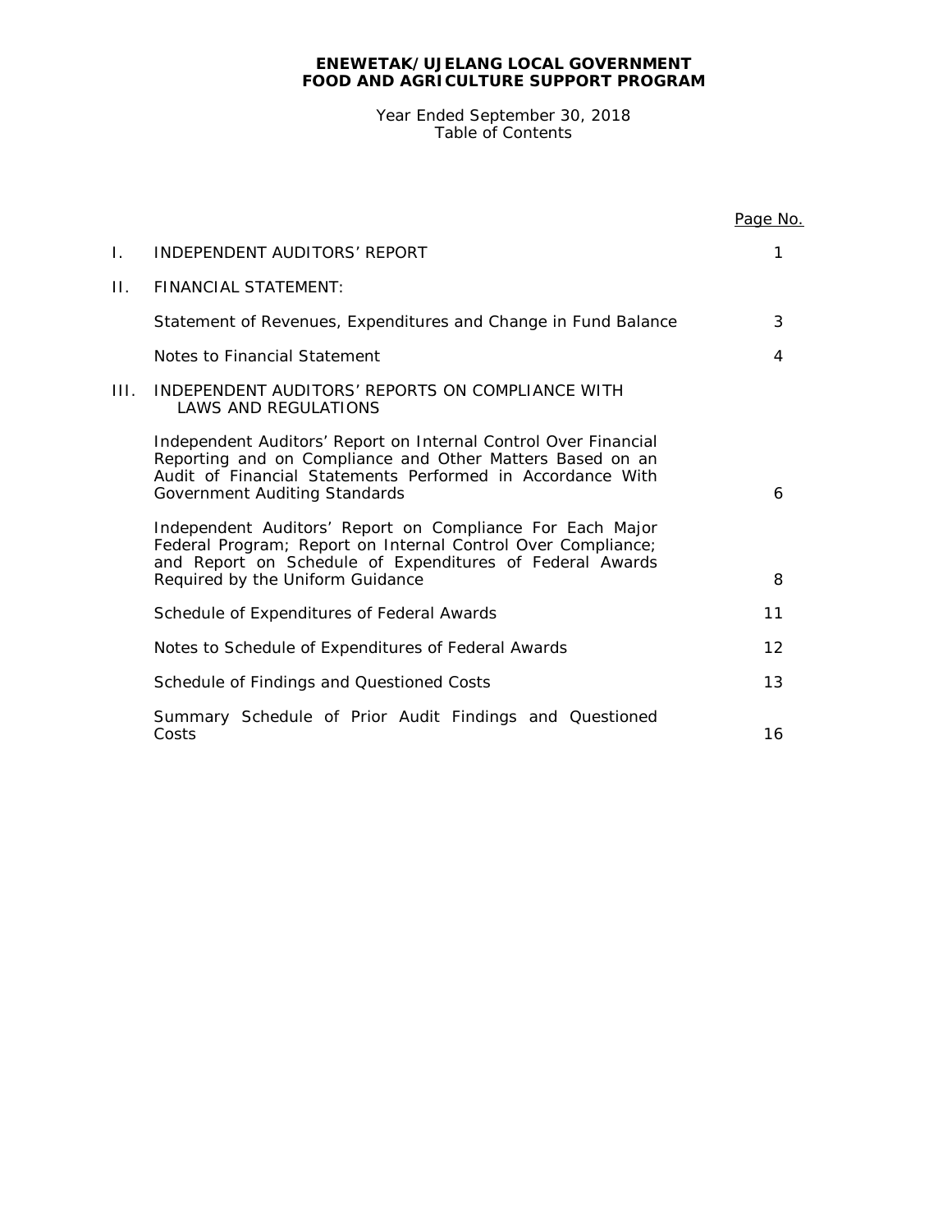**ENEWETAK/UJELANG LOCAL GOVERNMENT**
**FOOD AND AGRICULTURE SUPPORT PROGRAM**

Year Ended September 30, 2018
Table of Contents

| | | Page No. |
|---|---|---|
| I. | INDEPENDENT AUDITORS' REPORT | 1 |
| II. | FINANCIAL STATEMENT: | |
| | Statement of Revenues, Expenditures and Change in Fund Balance | 3 |
| | Notes to Financial Statement | 4 |
| III. | INDEPENDENT AUDITORS' REPORTS ON COMPLIANCE WITH LAWS AND REGULATIONS | |
| | Independent Auditors' Report on Internal Control Over Financial Reporting and on Compliance and Other Matters Based on an Audit of Financial Statements Performed in Accordance With Government Auditing Standards | 6 |
| | Independent Auditors' Report on Compliance For Each Major Federal Program; Report on Internal Control Over Compliance; and Report on Schedule of Expenditures of Federal Awards Required by the Uniform Guidance | 8 |
| | Schedule of Expenditures of Federal Awards | 11 |
| | Notes to Schedule of Expenditures of Federal Awards | 12 |
| | Schedule of Findings and Questioned Costs | 13 |
| | Summary Schedule of Prior Audit Findings and Questioned Costs | 16 |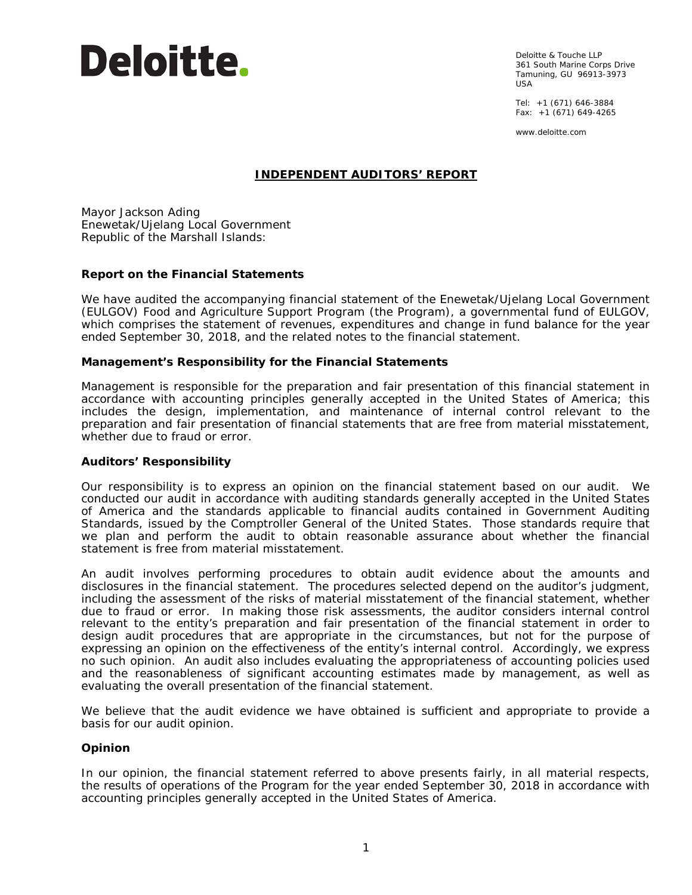Deloitte.

Deloitte & Touche LLP
361 South Marine Corps Drive
Tamuning, GU 96913-3973
USA

Tel: +1 (671) 646-3884
Fax: +1 (671) 649-4265

www.deloitte.com

# INDEPENDENT AUDITORS' REPORT

Mayor Jackson Ading
Enewetak/Ujelang Local Government
Republic of the Marshall Islands:

## Report on the Financial Statements

We have audited the accompanying financial statement of the Enewetak/Ujelang Local Government (EULGOV) Food and Agriculture Support Program (the Program), a governmental fund of EULGOV, which comprises the statement of revenues, expenditures and change in fund balance for the year ended September 30, 2018, and the related notes to the financial statement.

## Management's Responsibility for the Financial Statements

Management is responsible for the preparation and fair presentation of this financial statement in accordance with accounting principles generally accepted in the United States of America; this includes the design, implementation, and maintenance of internal control relevant to the preparation and fair presentation of financial statements that are free from material misstatement, whether due to fraud or error.

## Auditors' Responsibility

Our responsibility is to express an opinion on the financial statement based on our audit. We conducted our audit in accordance with auditing standards generally accepted in the United States of America and the standards applicable to financial audits contained in Government Auditing Standards, issued by the Comptroller General of the United States. Those standards require that we plan and perform the audit to obtain reasonable assurance about whether the financial statement is free from material misstatement.

An audit involves performing procedures to obtain audit evidence about the amounts and disclosures in the financial statement. The procedures selected depend on the auditor's judgment, including the assessment of the risks of material misstatement of the financial statement, whether due to fraud or error. In making those risk assessments, the auditor considers internal control relevant to the entity's preparation and fair presentation of the financial statement in order to design audit procedures that are appropriate in the circumstances, but not for the purpose of expressing an opinion on the effectiveness of the entity's internal control. Accordingly, we express no such opinion. An audit also includes evaluating the appropriateness of accounting policies used and the reasonableness of significant accounting estimates made by management, as well as evaluating the overall presentation of the financial statement.

We believe that the audit evidence we have obtained is sufficient and appropriate to provide a basis for our audit opinion.

## Opinion

In our opinion, the financial statement referred to above presents fairly, in all material respects, the results of operations of the Program for the year ended September 30, 2018 in accordance with accounting principles generally accepted in the United States of America.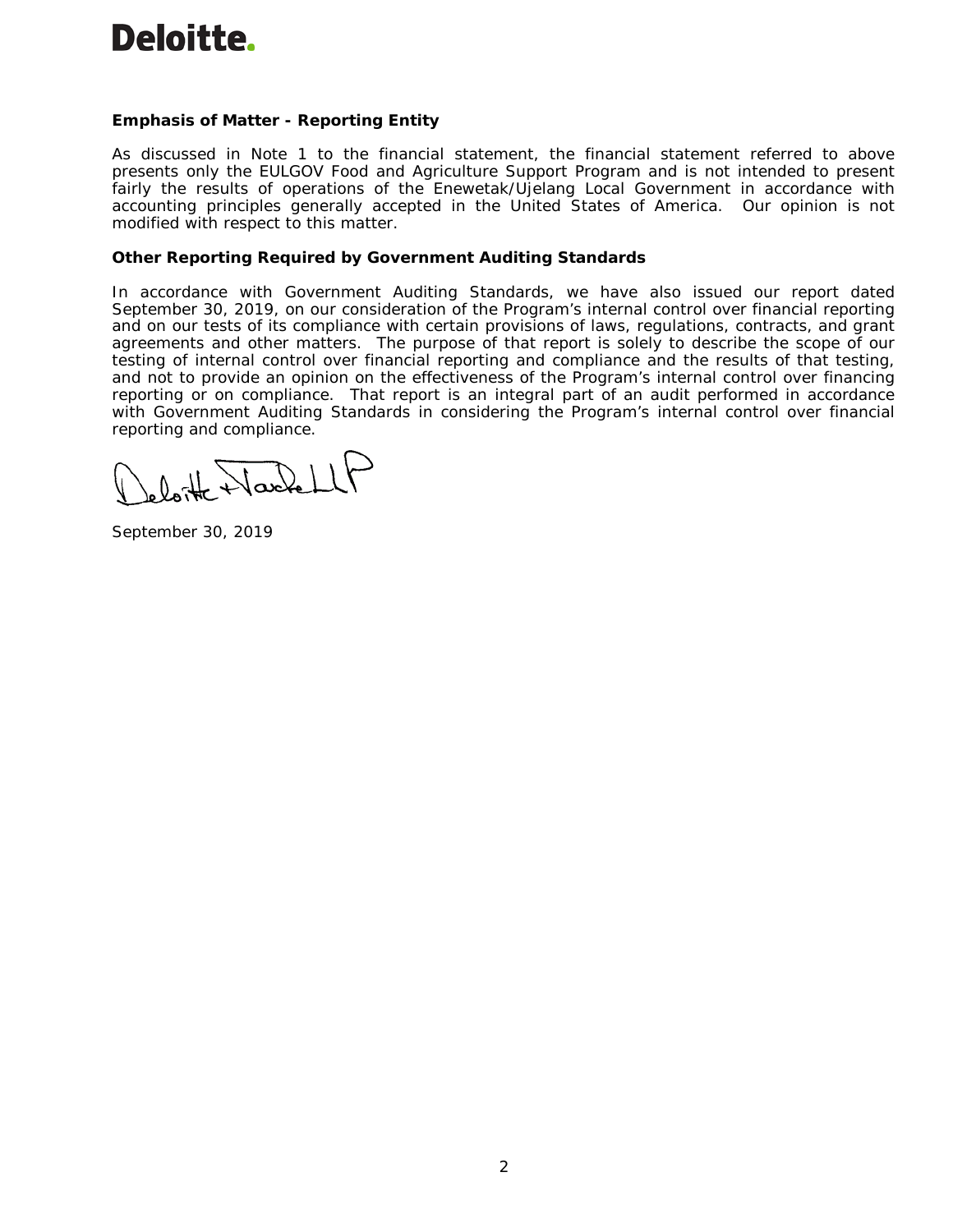**Deloitte.**

**Emphasis of Matter - Reporting Entity**

As discussed in Note 1 to the financial statement, the financial statement referred to above presents only the EULGOV Food and Agriculture Support Program and is not intended to present fairly the results of operations of the Enewetak/Ujelang Local Government in accordance with accounting principles generally accepted in the United States of America. Our opinion is not modified with respect to this matter.

**Other Reporting Required by Government Auditing Standards**

In accordance with Government Auditing Standards, we have also issued our report dated September 30, 2019, on our consideration of the Program's internal control over financial reporting and on our tests of its compliance with certain provisions of laws, regulations, contracts, and grant agreements and other matters. The purpose of that report is solely to describe the scope of our testing of internal control over financial reporting and compliance and the results of that testing, and not to provide an opinion on the effectiveness of the Program's internal control over financing reporting or on compliance. That report is an integral part of an audit performed in accordance with Government Auditing Standards in considering the Program's internal control over financial reporting and compliance.

Deloitte & Touche LLP

September 30, 2019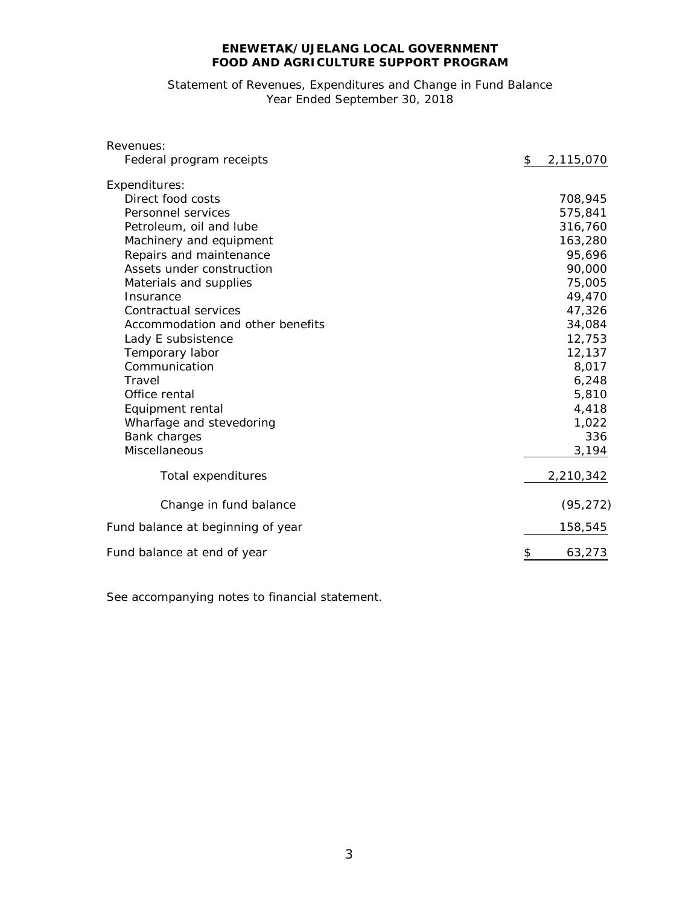**ENEWETAK/UJELANG LOCAL GOVERNMENT**
**FOOD AND AGRICULTURE SUPPORT PROGRAM**

Statement of Revenues, Expenditures and Change in Fund Balance
Year Ended September 30, 2018

| | |
|---|---|
| Revenues: | |
| Federal program receipts | $ 2,115,070 |
| Expenditures: | |
| Direct food costs | 708,945 |
| Personnel services | 575,841 |
| Petroleum, oil and lube | 316,760 |
| Machinery and equipment | 163,280 |
| Repairs and maintenance | 95,696 |
| Assets under construction | 90,000 |
| Materials and supplies | 75,005 |
| Insurance | 49,470 |
| Contractual services | 47,326 |
| Accommodation and other benefits | 34,084 |
| Lady E subsistence | 12,753 |
| Temporary labor | 12,137 |
| Communication | 8,017 |
| Travel | 6,248 |
| Office rental | 5,810 |
| Equipment rental | 4,418 |
| Wharfage and stevedoring | 1,022 |
| Bank charges | 336 |
| Miscellaneous | 3,194 |
| Total expenditures | 2,210,342 |
| Change in fund balance | (95,272) |
| Fund balance at beginning of year | 158,545 |
| Fund balance at end of year | $ 63,273 |

See accompanying notes to financial statement.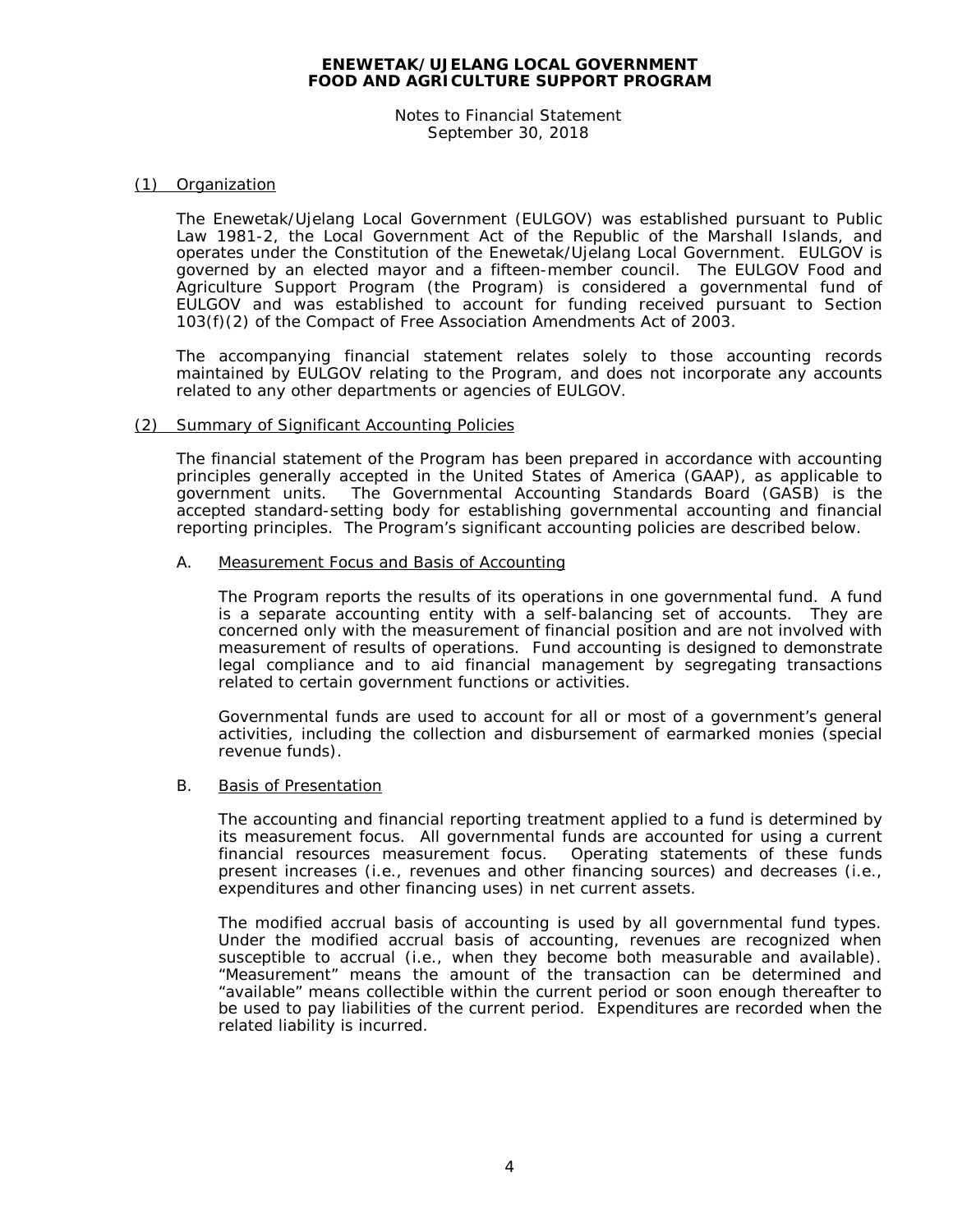# ENEWETAK/UJELANG LOCAL GOVERNMENT
# FOOD AND AGRICULTURE SUPPORT PROGRAM

Notes to Financial Statement
September 30, 2018

## (1) Organization

The Enewetak/Ujelang Local Government (EULGOV) was established pursuant to Public Law 1981-2, the Local Government Act of the Republic of the Marshall Islands, and operates under the Constitution of the Enewetak/Ujelang Local Government. EULGOV is governed by an elected mayor and a fifteen-member council. The EULGOV Food and Agriculture Support Program (the Program) is considered a governmental fund of EULGOV and was established to account for funding received pursuant to Section 103(f)(2) of the Compact of Free Association Amendments Act of 2003.

The accompanying financial statement relates solely to those accounting records maintained by EULGOV relating to the Program, and does not incorporate any accounts related to any other departments or agencies of EULGOV.

## (2) Summary of Significant Accounting Policies

The financial statement of the Program has been prepared in accordance with accounting principles generally accepted in the United States of America (GAAP), as applicable to government units. The Governmental Accounting Standards Board (GASB) is the accepted standard-setting body for establishing governmental accounting and financial reporting principles. The Program's significant accounting policies are described below.

### A. Measurement Focus and Basis of Accounting

The Program reports the results of its operations in one governmental fund. A fund is a separate accounting entity with a self-balancing set of accounts. They are concerned only with the measurement of financial position and are not involved with measurement of results of operations. Fund accounting is designed to demonstrate legal compliance and to aid financial management by segregating transactions related to certain government functions or activities.

Governmental funds are used to account for all or most of a government's general activities, including the collection and disbursement of earmarked monies (special revenue funds).

### B. Basis of Presentation

The accounting and financial reporting treatment applied to a fund is determined by its measurement focus. All governmental funds are accounted for using a current financial resources measurement focus. Operating statements of these funds present increases (i.e., revenues and other financing sources) and decreases (i.e., expenditures and other financing uses) in net current assets.

The modified accrual basis of accounting is used by all governmental fund types. Under the modified accrual basis of accounting, revenues are recognized when susceptible to accrual (i.e., when they become both measurable and available). "Measurement" means the amount of the transaction can be determined and "available" means collectible within the current period or soon enough thereafter to be used to pay liabilities of the current period. Expenditures are recorded when the related liability is incurred.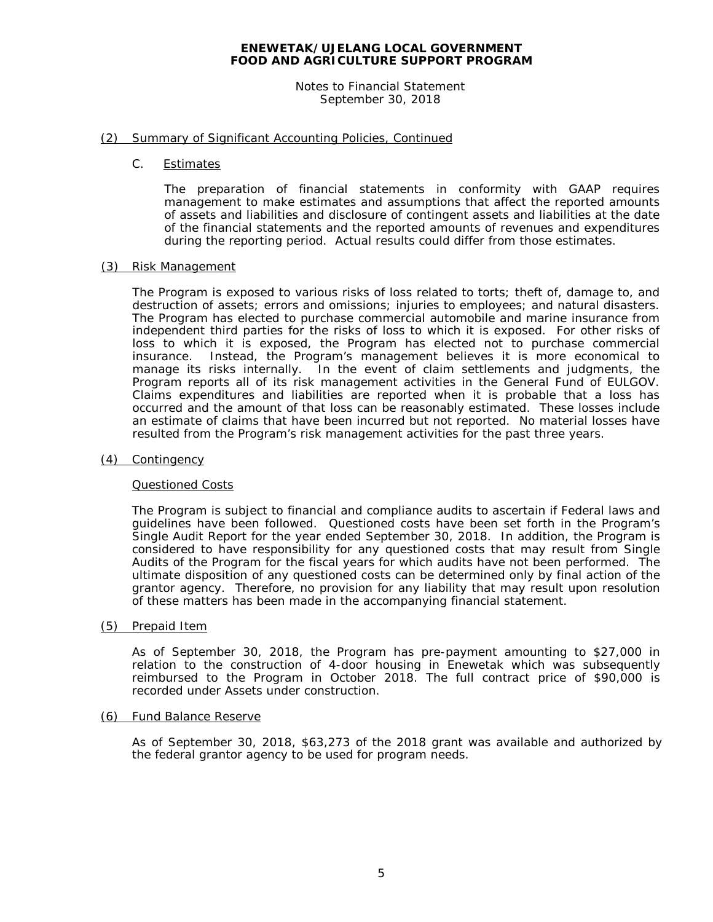**ENEWETAK/UJELANG LOCAL GOVERNMENT**
**FOOD AND AGRICULTURE SUPPORT PROGRAM**

Notes to Financial Statement
September 30, 2018

## (2) Summary of Significant Accounting Policies, Continued

### C. Estimates

The preparation of financial statements in conformity with GAAP requires management to make estimates and assumptions that affect the reported amounts of assets and liabilities and disclosure of contingent assets and liabilities at the date of the financial statements and the reported amounts of revenues and expenditures during the reporting period. Actual results could differ from those estimates.

## (3) Risk Management

The Program is exposed to various risks of loss related to torts; theft of, damage to, and destruction of assets; errors and omissions; injuries to employees; and natural disasters. The Program has elected to purchase commercial automobile and marine insurance from independent third parties for the risks of loss to which it is exposed. For other risks of loss to which it is exposed, the Program has elected not to purchase commercial insurance. Instead, the Program's management believes it is more economical to manage its risks internally. In the event of claim settlements and judgments, the Program reports all of its risk management activities in the General Fund of EULGOV. Claims expenditures and liabilities are reported when it is probable that a loss has occurred and the amount of that loss can be reasonably estimated. These losses include an estimate of claims that have been incurred but not reported. No material losses have resulted from the Program's risk management activities for the past three years.

## (4) Contingency

### Questioned Costs

The Program is subject to financial and compliance audits to ascertain if Federal laws and guidelines have been followed. Questioned costs have been set forth in the Program's Single Audit Report for the year ended September 30, 2018. In addition, the Program is considered to have responsibility for any questioned costs that may result from Single Audits of the Program for the fiscal years for which audits have not been performed. The ultimate disposition of any questioned costs can be determined only by final action of the grantor agency. Therefore, no provision for any liability that may result upon resolution of these matters has been made in the accompanying financial statement.

## (5) Prepaid Item

As of September 30, 2018, the Program has pre-payment amounting to $27,000 in relation to the construction of 4-door housing in Enewetak which was subsequently reimbursed to the Program in October 2018. The full contract price of $90,000 is recorded under Assets under construction.

## (6) Fund Balance Reserve

As of September 30, 2018, $63,273 of the 2018 grant was available and authorized by the federal grantor agency to be used for program needs.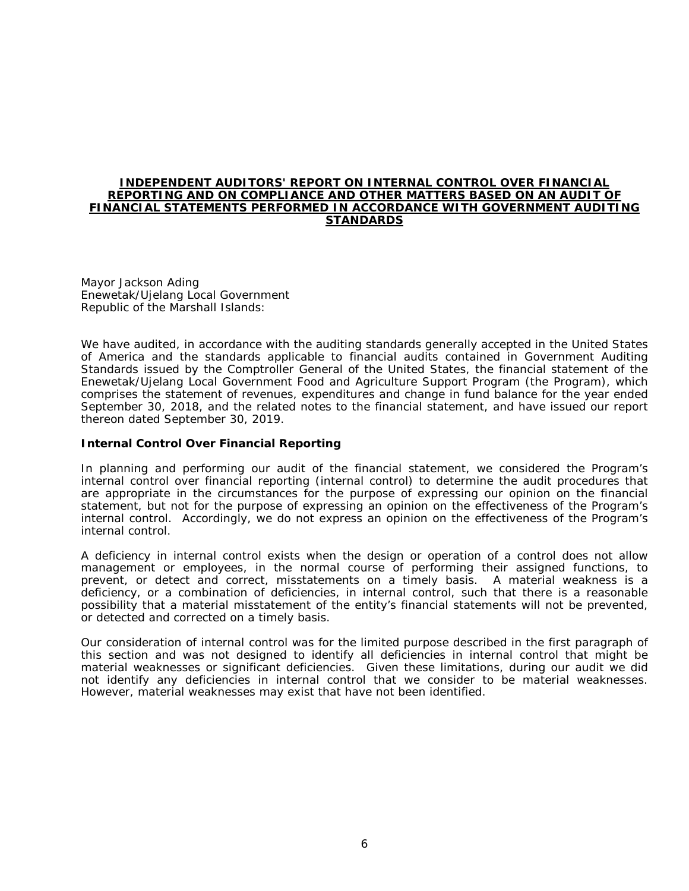## INDEPENDENT AUDITORS' REPORT ON INTERNAL CONTROL OVER FINANCIAL REPORTING AND ON COMPLIANCE AND OTHER MATTERS BASED ON AN AUDIT OF FINANCIAL STATEMENTS PERFORMED IN ACCORDANCE WITH GOVERNMENT AUDITING STANDARDS

Mayor Jackson Ading
Enewetak/Ujelang Local Government
Republic of the Marshall Islands:

We have audited, in accordance with the auditing standards generally accepted in the United States of America and the standards applicable to financial audits contained in Government Auditing Standards issued by the Comptroller General of the United States, the financial statement of the Enewetak/Ujelang Local Government Food and Agriculture Support Program (the Program), which comprises the statement of revenues, expenditures and change in fund balance for the year ended September 30, 2018, and the related notes to the financial statement, and have issued our report thereon dated September 30, 2019.

**Internal Control Over Financial Reporting**

In planning and performing our audit of the financial statement, we considered the Program's internal control over financial reporting (internal control) to determine the audit procedures that are appropriate in the circumstances for the purpose of expressing our opinion on the financial statement, but not for the purpose of expressing an opinion on the effectiveness of the Program's internal control. Accordingly, we do not express an opinion on the effectiveness of the Program's internal control.

A deficiency in internal control exists when the design or operation of a control does not allow management or employees, in the normal course of performing their assigned functions, to prevent, or detect and correct, misstatements on a timely basis. A material weakness is a deficiency, or a combination of deficiencies, in internal control, such that there is a reasonable possibility that a material misstatement of the entity's financial statements will not be prevented, or detected and corrected on a timely basis.

Our consideration of internal control was for the limited purpose described in the first paragraph of this section and was not designed to identify all deficiencies in internal control that might be material weaknesses or significant deficiencies. Given these limitations, during our audit we did not identify any deficiencies in internal control that we consider to be material weaknesses. However, material weaknesses may exist that have not been identified.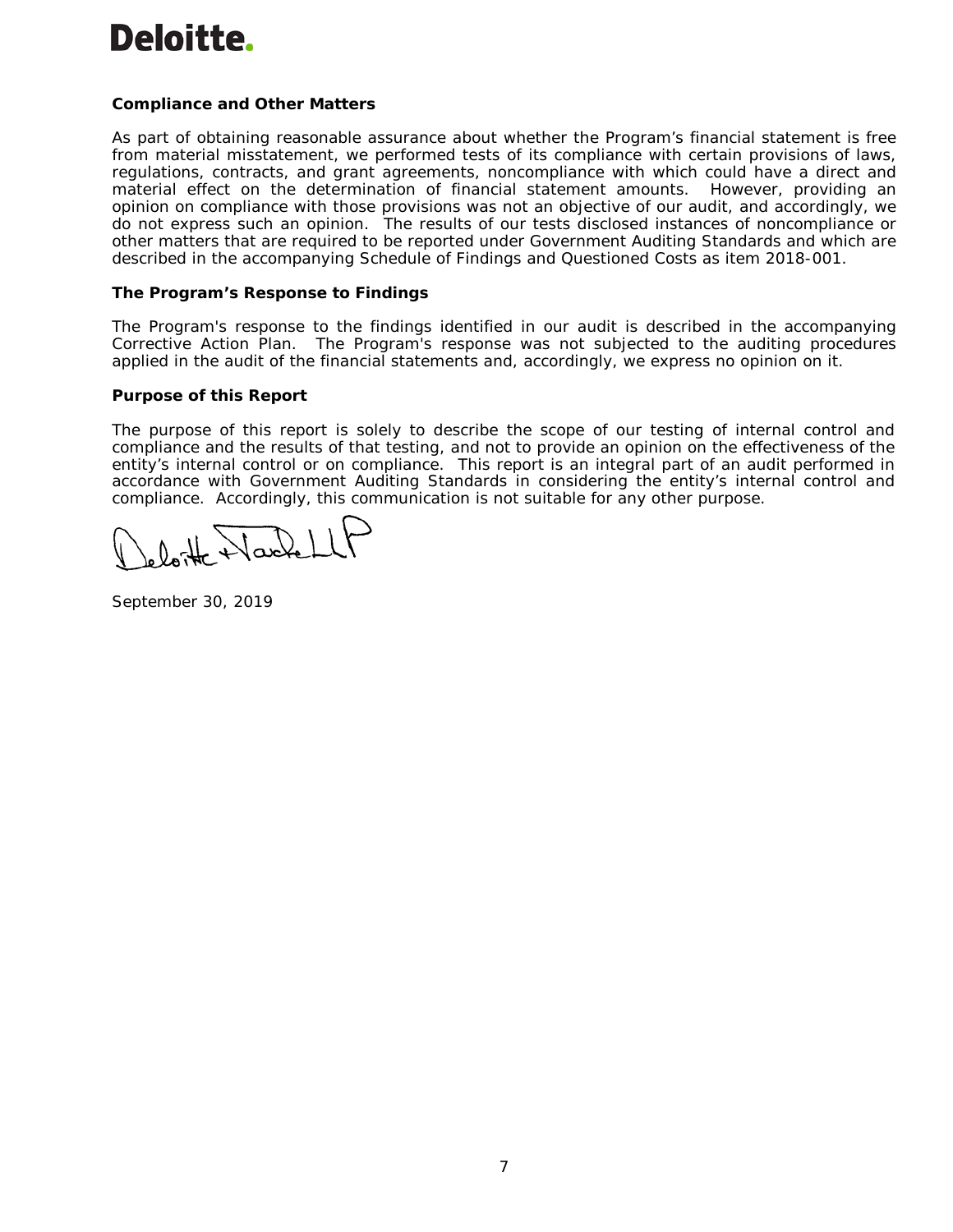**Deloitte.**

### Compliance and Other Matters

As part of obtaining reasonable assurance about whether the Program's financial statement is free from material misstatement, we performed tests of its compliance with certain provisions of laws, regulations, contracts, and grant agreements, noncompliance with which could have a direct and material effect on the determination of financial statement amounts. However, providing an opinion on compliance with those provisions was not an objective of our audit, and accordingly, we do not express such an opinion. The results of our tests disclosed instances of noncompliance or other matters that are required to be reported under Government Auditing Standards and which are described in the accompanying Schedule of Findings and Questioned Costs as item 2018-001.

### The Program's Response to Findings

The Program's response to the findings identified in our audit is described in the accompanying Corrective Action Plan. The Program's response was not subjected to the auditing procedures applied in the audit of the financial statements and, accordingly, we express no opinion on it.

### Purpose of this Report

The purpose of this report is solely to describe the scope of our testing of internal control and compliance and the results of that testing, and not to provide an opinion on the effectiveness of the entity's internal control or on compliance. This report is an integral part of an audit performed in accordance with Government Auditing Standards in considering the entity's internal control and compliance. Accordingly, this communication is not suitable for any other purpose.

Deloitte & Touche LLP

September 30, 2019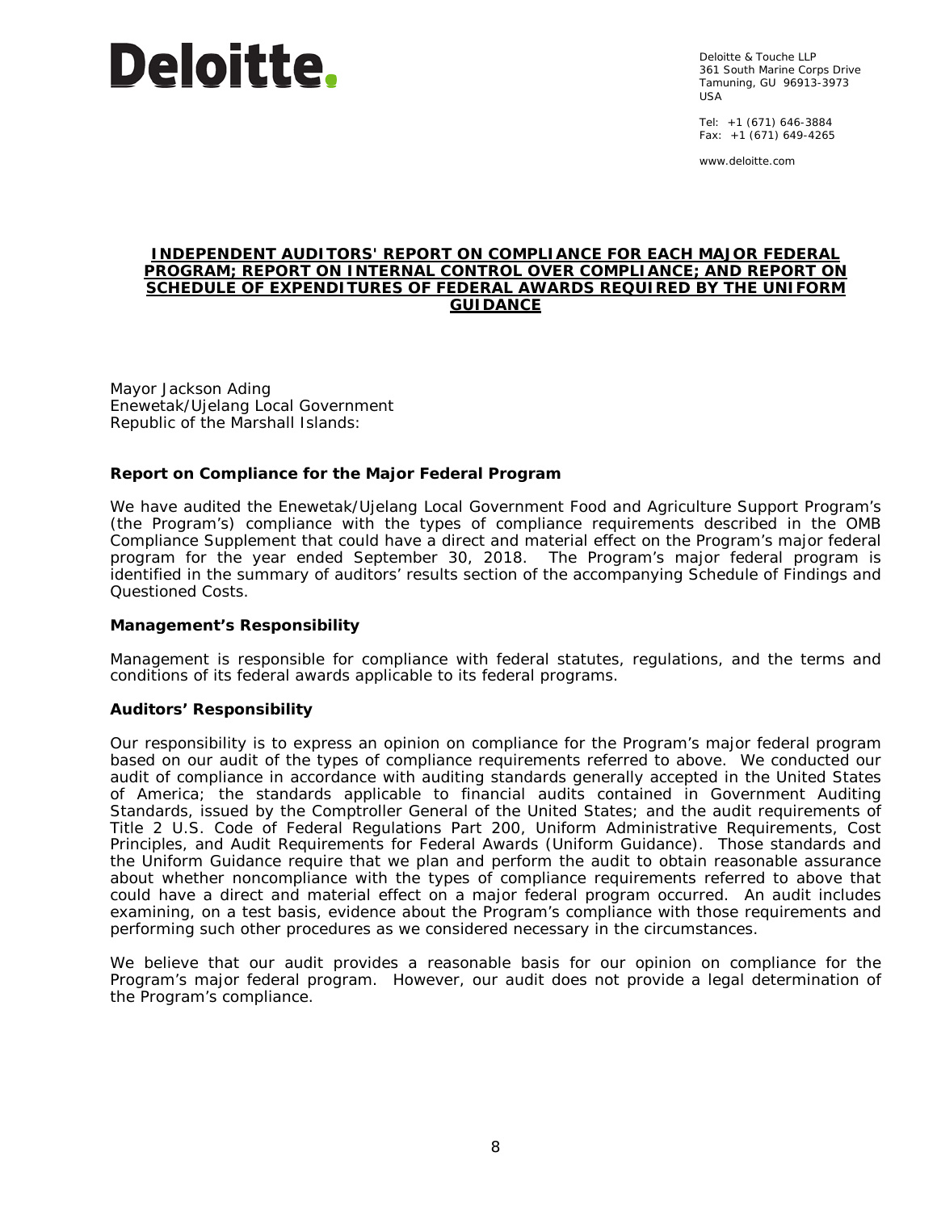Deloitte.

Deloitte & Touche LLP
361 South Marine Corps Drive
Tamuning, GU 96913-3973
USA

Tel: +1 (671) 646-3884
Fax: +1 (671) 649-4265

www.deloitte.com

## INDEPENDENT AUDITORS' REPORT ON COMPLIANCE FOR EACH MAJOR FEDERAL PROGRAM; REPORT ON INTERNAL CONTROL OVER COMPLIANCE; AND REPORT ON SCHEDULE OF EXPENDITURES OF FEDERAL AWARDS REQUIRED BY THE UNIFORM GUIDANCE

Mayor Jackson Ading
Enewetak/Ujelang Local Government
Republic of the Marshall Islands:

### Report on Compliance for the Major Federal Program

We have audited the Enewetak/Ujelang Local Government Food and Agriculture Support Program's (the Program's) compliance with the types of compliance requirements described in the OMB Compliance Supplement that could have a direct and material effect on the Program's major federal program for the year ended September 30, 2018. The Program's major federal program is identified in the summary of auditors' results section of the accompanying Schedule of Findings and Questioned Costs.

### Management's Responsibility

Management is responsible for compliance with federal statutes, regulations, and the terms and conditions of its federal awards applicable to its federal programs.

### Auditors' Responsibility

Our responsibility is to express an opinion on compliance for the Program's major federal program based on our audit of the types of compliance requirements referred to above. We conducted our audit of compliance in accordance with auditing standards generally accepted in the United States of America; the standards applicable to financial audits contained in Government Auditing Standards, issued by the Comptroller General of the United States; and the audit requirements of Title 2 U.S. Code of Federal Regulations Part 200, Uniform Administrative Requirements, Cost Principles, and Audit Requirements for Federal Awards (Uniform Guidance). Those standards and the Uniform Guidance require that we plan and perform the audit to obtain reasonable assurance about whether noncompliance with the types of compliance requirements referred to above that could have a direct and material effect on a major federal program occurred. An audit includes examining, on a test basis, evidence about the Program's compliance with those requirements and performing such other procedures as we considered necessary in the circumstances.

We believe that our audit provides a reasonable basis for our opinion on compliance for the Program's major federal program. However, our audit does not provide a legal determination of the Program's compliance.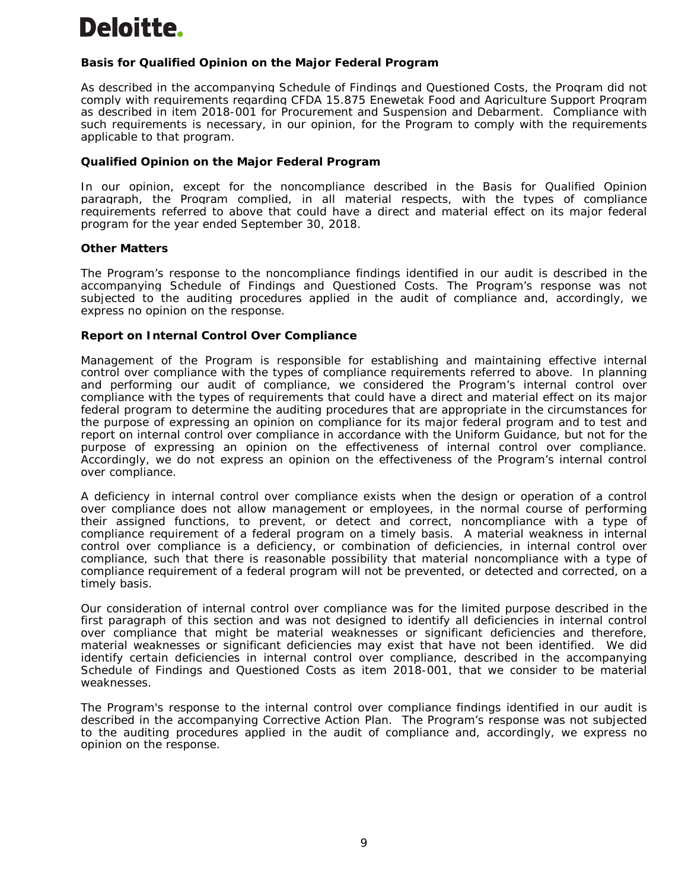**Basis for Qualified Opinion on the Major Federal Program**

As described in the accompanying Schedule of Findings and Questioned Costs, the Program did not comply with requirements regarding CFDA 15.875 Enewetak Food and Agriculture Support Program as described in item 2018-001 for Procurement and Suspension and Debarment. Compliance with such requirements is necessary, in our opinion, for the Program to comply with the requirements applicable to that program.

**Qualified Opinion on the Major Federal Program**

In our opinion, except for the noncompliance described in the Basis for Qualified Opinion paragraph, the Program complied, in all material respects, with the types of compliance requirements referred to above that could have a direct and material effect on its major federal program for the year ended September 30, 2018.

**Other Matters**

The Program's response to the noncompliance findings identified in our audit is described in the accompanying Schedule of Findings and Questioned Costs. The Program's response was not subjected to the auditing procedures applied in the audit of compliance and, accordingly, we express no opinion on the response.

**Report on Internal Control Over Compliance**

Management of the Program is responsible for establishing and maintaining effective internal control over compliance with the types of compliance requirements referred to above. In planning and performing our audit of compliance, we considered the Program's internal control over compliance with the types of requirements that could have a direct and material effect on its major federal program to determine the auditing procedures that are appropriate in the circumstances for the purpose of expressing an opinion on compliance for its major federal program and to test and report on internal control over compliance in accordance with the Uniform Guidance, but not for the purpose of expressing an opinion on the effectiveness of internal control over compliance. Accordingly, we do not express an opinion on the effectiveness of the Program's internal control over compliance.

A deficiency in internal control over compliance exists when the design or operation of a control over compliance does not allow management or employees, in the normal course of performing their assigned functions, to prevent, or detect and correct, noncompliance with a type of compliance requirement of a federal program on a timely basis. A material weakness in internal control over compliance is a deficiency, or combination of deficiencies, in internal control over compliance, such that there is reasonable possibility that material noncompliance with a type of compliance requirement of a federal program will not be prevented, or detected and corrected, on a timely basis.

Our consideration of internal control over compliance was for the limited purpose described in the first paragraph of this section and was not designed to identify all deficiencies in internal control over compliance that might be material weaknesses or significant deficiencies and therefore, material weaknesses or significant deficiencies may exist that have not been identified. We did identify certain deficiencies in internal control over compliance, described in the accompanying Schedule of Findings and Questioned Costs as item 2018-001, that we consider to be material weaknesses.

The Program's response to the internal control over compliance findings identified in our audit is described in the accompanying Corrective Action Plan. The Program's response was not subjected to the auditing procedures applied in the audit of compliance and, accordingly, we express no opinion on the response.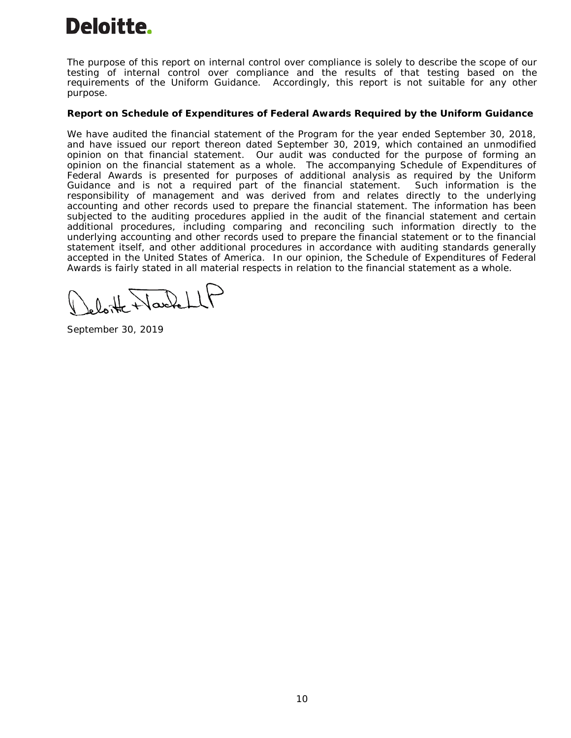Deloitte.

The purpose of this report on internal control over compliance is solely to describe the scope of our testing of internal control over compliance and the results of that testing based on the requirements of the Uniform Guidance. Accordingly, this report is not suitable for any other purpose.

**Report on Schedule of Expenditures of Federal Awards Required by the Uniform Guidance**

We have audited the financial statement of the Program for the year ended September 30, 2018, and have issued our report thereon dated September 30, 2019, which contained an unmodified opinion on that financial statement. Our audit was conducted for the purpose of forming an opinion on the financial statement as a whole. The accompanying Schedule of Expenditures of Federal Awards is presented for purposes of additional analysis as required by the Uniform Guidance and is not a required part of the financial statement. Such information is the responsibility of management and was derived from and relates directly to the underlying accounting and other records used to prepare the financial statement. The information has been subjected to the auditing procedures applied in the audit of the financial statement and certain additional procedures, including comparing and reconciling such information directly to the underlying accounting and other records used to prepare the financial statement or to the financial statement itself, and other additional procedures in accordance with auditing standards generally accepted in the United States of America. In our opinion, the Schedule of Expenditures of Federal Awards is fairly stated in all material respects in relation to the financial statement as a whole.

Deloitte & Touche LLP

September 30, 2019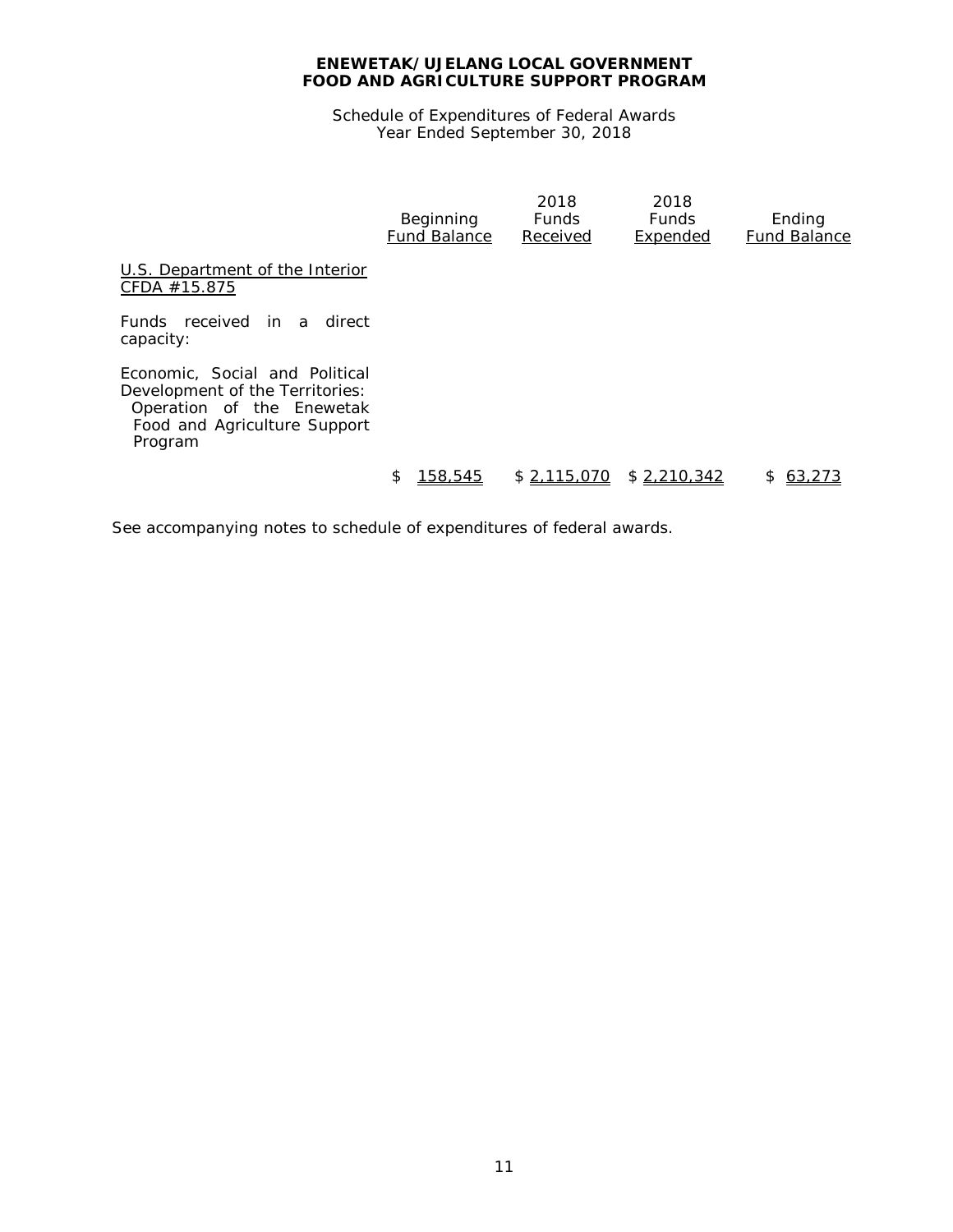**ENEWETAK/UJELANG LOCAL GOVERNMENT**
**FOOD AND AGRICULTURE SUPPORT PROGRAM**

Schedule of Expenditures of Federal Awards
Year Ended September 30, 2018

| | Beginning Fund Balance | 2018 Funds Received | 2018 Funds Expended | Ending Fund Balance |
|---|---|---|---|---|
| U.S. Department of the Interior CFDA #15.875 | | | | |
| Funds received in a direct capacity: | | | | |
| Economic, Social and Political Development of the Territories: Operation of the Enewetak Food and Agriculture Support Program | | | | |
| | $ 158,545 | $ 2,115,070 | $ 2,210,342 | $ 63,273 |

See accompanying notes to schedule of expenditures of federal awards.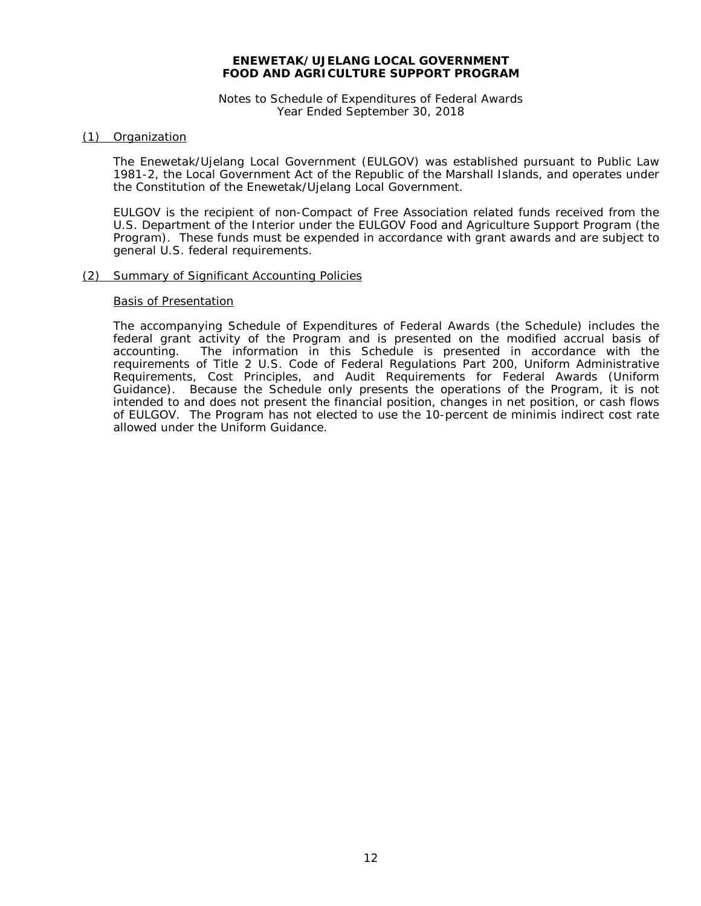**ENEWETAK/UJELANG LOCAL GOVERNMENT**
**FOOD AND AGRICULTURE SUPPORT PROGRAM**

Notes to Schedule of Expenditures of Federal Awards
Year Ended September 30, 2018

## (1) Organization

The Enewetak/Ujelang Local Government (EULGOV) was established pursuant to Public Law 1981-2, the Local Government Act of the Republic of the Marshall Islands, and operates under the Constitution of the Enewetak/Ujelang Local Government.

EULGOV is the recipient of non-Compact of Free Association related funds received from the U.S. Department of the Interior under the EULGOV Food and Agriculture Support Program (the Program). These funds must be expended in accordance with grant awards and are subject to general U.S. federal requirements.

## (2) Summary of Significant Accounting Policies

### Basis of Presentation

The accompanying Schedule of Expenditures of Federal Awards (the Schedule) includes the federal grant activity of the Program and is presented on the modified accrual basis of accounting. The information in this Schedule is presented in accordance with the requirements of Title 2 U.S. Code of Federal Regulations Part 200, Uniform Administrative Requirements, Cost Principles, and Audit Requirements for Federal Awards (Uniform Guidance). Because the Schedule only presents the operations of the Program, it is not intended to and does not present the financial position, changes in net position, or cash flows of EULGOV. The Program has not elected to use the 10-percent de minimis indirect cost rate allowed under the Uniform Guidance.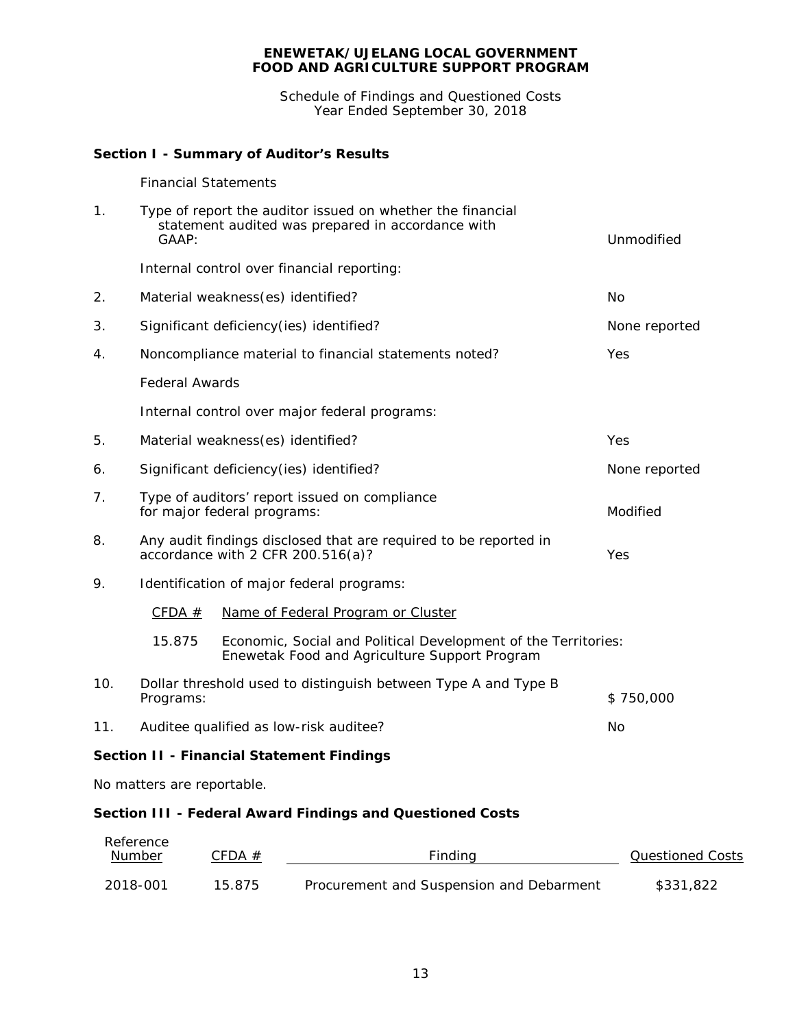**ENEWETAK/UJELANG LOCAL GOVERNMENT**
**FOOD AND AGRICULTURE SUPPORT PROGRAM**

Schedule of Findings and Questioned Costs
Year Ended September 30, 2018

## Section I - Summary of Auditor's Results

Financial Statements

| | | |
|---|---|---|
| 1. | Type of report the auditor issued on whether the financial statement audited was prepared in accordance with GAAP: | Unmodified |
| | Internal control over financial reporting: | |
| 2. | Material weakness(es) identified? | No |
| 3. | Significant deficiency(ies) identified? | None reported |
| 4. | Noncompliance material to financial statements noted? | Yes |
| | Federal Awards | |
| | Internal control over major federal programs: | |
| 5. | Material weakness(es) identified? | Yes |
| 6. | Significant deficiency(ies) identified? | None reported |
| 7. | Type of auditors' report issued on compliance for major federal programs: | Modified |
| 8. | Any audit findings disclosed that are required to be reported in accordance with 2 CFR 200.516(a)? | Yes |
| 9. | Identification of major federal programs: | |

| CFDA # | Name of Federal Program or Cluster |
|---|---|
| 15.875 | Economic, Social and Political Development of the Territories: Enewetak Food and Agriculture Support Program |

| | | |
|---|---|---|
| 10. | Dollar threshold used to distinguish between Type A and Type B Programs: | $ 750,000 |
| 11. | Auditee qualified as low-risk auditee? | No |

## Section II - Financial Statement Findings

No matters are reportable.

## Section III - Federal Award Findings and Questioned Costs

| Reference Number | CFDA # | Finding | Questioned Costs |
|---|---|---|---|
| 2018-001 | 15.875 | Procurement and Suspension and Debarment | $331,822 |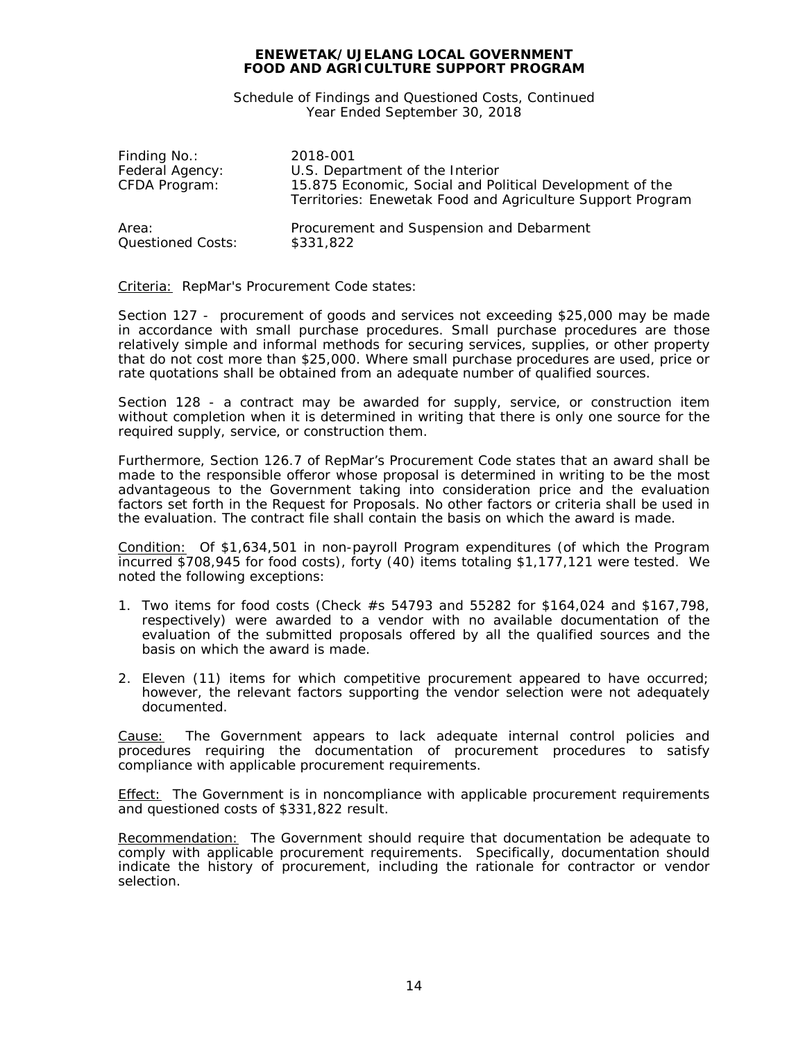**ENEWETAK/UJELANG LOCAL GOVERNMENT**
**FOOD AND AGRICULTURE SUPPORT PROGRAM**

Schedule of Findings and Questioned Costs, Continued
Year Ended September 30, 2018

| | |
|---|---|
| Finding No.: | 2018-001 |
| Federal Agency: | U.S. Department of the Interior |
| CFDA Program: | 15.875 Economic, Social and Political Development of the Territories: Enewetak Food and Agriculture Support Program |
| Area: | Procurement and Suspension and Debarment |
| Questioned Costs: | \$331,822 |

Criteria: RepMar's Procurement Code states:

Section 127 - procurement of goods and services not exceeding \$25,000 may be made in accordance with small purchase procedures. Small purchase procedures are those relatively simple and informal methods for securing services, supplies, or other property that do not cost more than \$25,000. Where small purchase procedures are used, price or rate quotations shall be obtained from an adequate number of qualified sources.

Section 128 - a contract may be awarded for supply, service, or construction item without completion when it is determined in writing that there is only one source for the required supply, service, or construction them.

Furthermore, Section 126.7 of RepMar's Procurement Code states that an award shall be made to the responsible offeror whose proposal is determined in writing to be the most advantageous to the Government taking into consideration price and the evaluation factors set forth in the Request for Proposals. No other factors or criteria shall be used in the evaluation. The contract file shall contain the basis on which the award is made.

Condition: Of \$1,634,501 in non-payroll Program expenditures (of which the Program incurred \$708,945 for food costs), forty (40) items totaling \$1,177,121 were tested. We noted the following exceptions:

1. Two items for food costs (Check #s 54793 and 55282 for \$164,024 and \$167,798, respectively) were awarded to a vendor with no available documentation of the evaluation of the submitted proposals offered by all the qualified sources and the basis on which the award is made.
2. Eleven (11) items for which competitive procurement appeared to have occurred; however, the relevant factors supporting the vendor selection were not adequately documented.

Cause: The Government appears to lack adequate internal control policies and procedures requiring the documentation of procurement procedures to satisfy compliance with applicable procurement requirements.

Effect: The Government is in noncompliance with applicable procurement requirements and questioned costs of \$331,822 result.

Recommendation: The Government should require that documentation be adequate to comply with applicable procurement requirements. Specifically, documentation should indicate the history of procurement, including the rationale for contractor or vendor selection.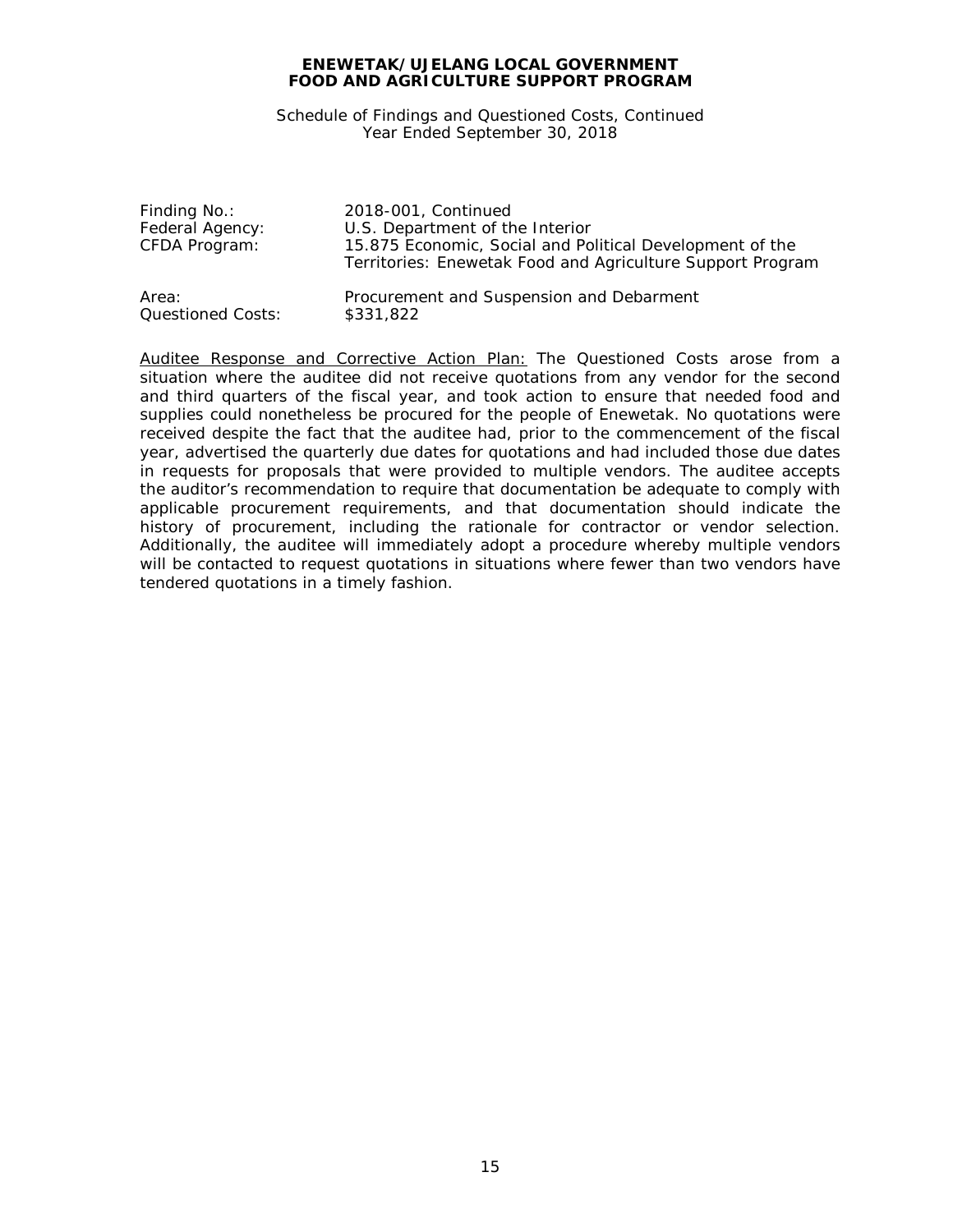**ENEWETAK/UJELANG LOCAL GOVERNMENT**
**FOOD AND AGRICULTURE SUPPORT PROGRAM**

Schedule of Findings and Questioned Costs, Continued
Year Ended September 30, 2018

| | |
|---|---|
| Finding No.: | 2018-001, Continued |
| Federal Agency: | U.S. Department of the Interior |
| CFDA Program: | 15.875 Economic, Social and Political Development of the Territories: Enewetak Food and Agriculture Support Program |
| Area: | Procurement and Suspension and Debarment |
| Questioned Costs: | $331,822 |

<u>Auditee Response and Corrective Action Plan:</u> The Questioned Costs arose from a situation where the auditee did not receive quotations from any vendor for the second and third quarters of the fiscal year, and took action to ensure that needed food and supplies could nonetheless be procured for the people of Enewetak. No quotations were received despite the fact that the auditee had, prior to the commencement of the fiscal year, advertised the quarterly due dates for quotations and had included those due dates in requests for proposals that were provided to multiple vendors. The auditee accepts the auditor's recommendation to require that documentation be adequate to comply with applicable procurement requirements, and that documentation should indicate the history of procurement, including the rationale for contractor or vendor selection. Additionally, the auditee will immediately adopt a procedure whereby multiple vendors will be contacted to request quotations in situations where fewer than two vendors have tendered quotations in a timely fashion.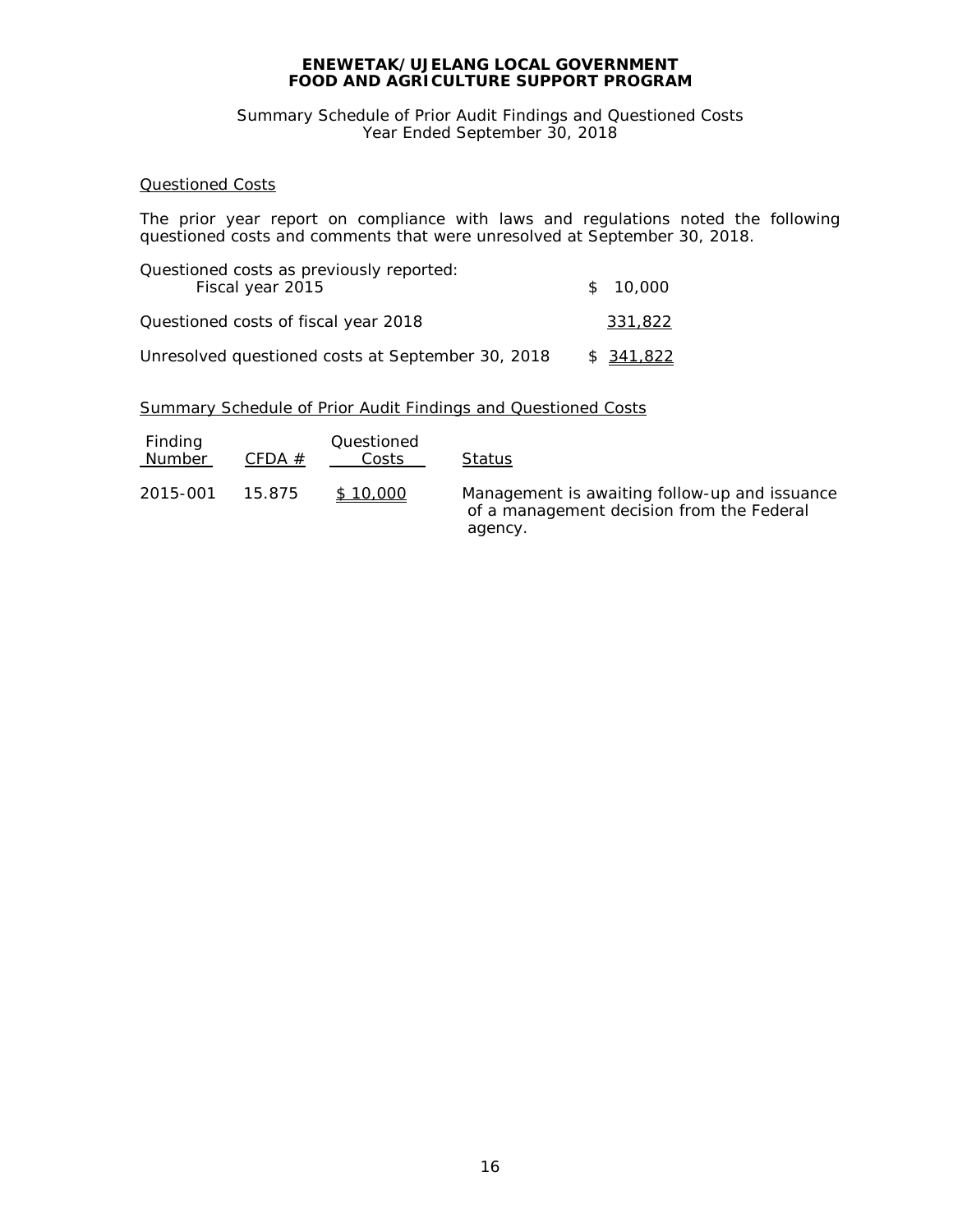**ENEWETAK/UJELANG LOCAL GOVERNMENT**
**FOOD AND AGRICULTURE SUPPORT PROGRAM**

Summary Schedule of Prior Audit Findings and Questioned Costs
Year Ended September 30, 2018

Questioned Costs

The prior year report on compliance with laws and regulations noted the following questioned costs and comments that were unresolved at September 30, 2018.

| | |
|---|---|
| Questioned costs as previously reported: | |
| Fiscal year 2015 | $ 10,000 |
| Questioned costs of fiscal year 2018 | 331,822 |
| Unresolved questioned costs at September 30, 2018 | $ 341,822 |

Summary Schedule of Prior Audit Findings and Questioned Costs

| Finding Number | CFDA # | Questioned Costs | Status |
|---|---|---|---|
| 2015-001 | 15.875 | $ 10,000 | Management is awaiting follow-up and issuance of a management decision from the Federal agency. |